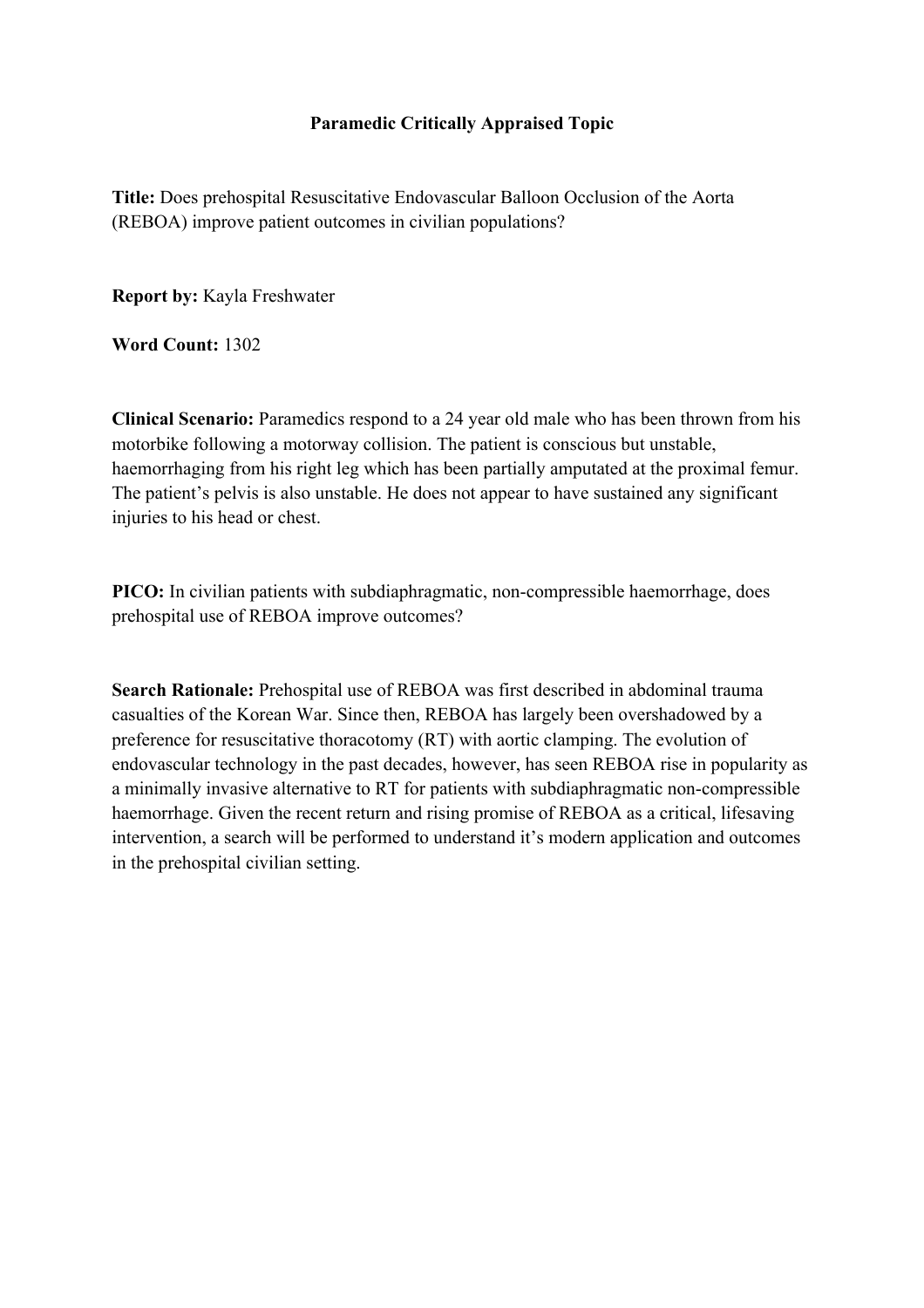# Paramedic Critically Appraised Topic

**Title:** Does prehospital Resuscitative Endovascular Balloon Occlusion of the Aorta (REBOA) improve patient outcomes in civilian populations?

**Report by:** Kayla Freshwater

**Word Count:** 1302

**Clinical Scenario:** Paramedics respond to a 24 year old male who has been thrown from his motorbike following a motorway collision. The patient is conscious but unstable, haemorrhaging from his right leg which has been partially amputated at the proximal femur. The patient's pelvis is also unstable. He does not appear to have sustained any significant injuries to his head or chest.

**PICO:** In civilian patients with subdiaphragmatic, non-compressible haemorrhage, does prehospital use of REBOA improve outcomes?

**Search Rationale:** Prehospital use of REBOA was first described in abdominal trauma casualties of the Korean War. Since then, REBOA has largely been overshadowed by a preference for resuscitative thoracotomy (RT) with aortic clamping. The evolution of endovascular technology in the past decades, however, has seen REBOA rise in popularity as a minimally invasive alternative to RT for patients with subdiaphragmatic non-compressible haemorrhage. Given the recent return and rising promise of REBOA as a critical, lifesaving intervention, a search will be performed to understand it's modern application and outcomes in the prehospital civilian setting.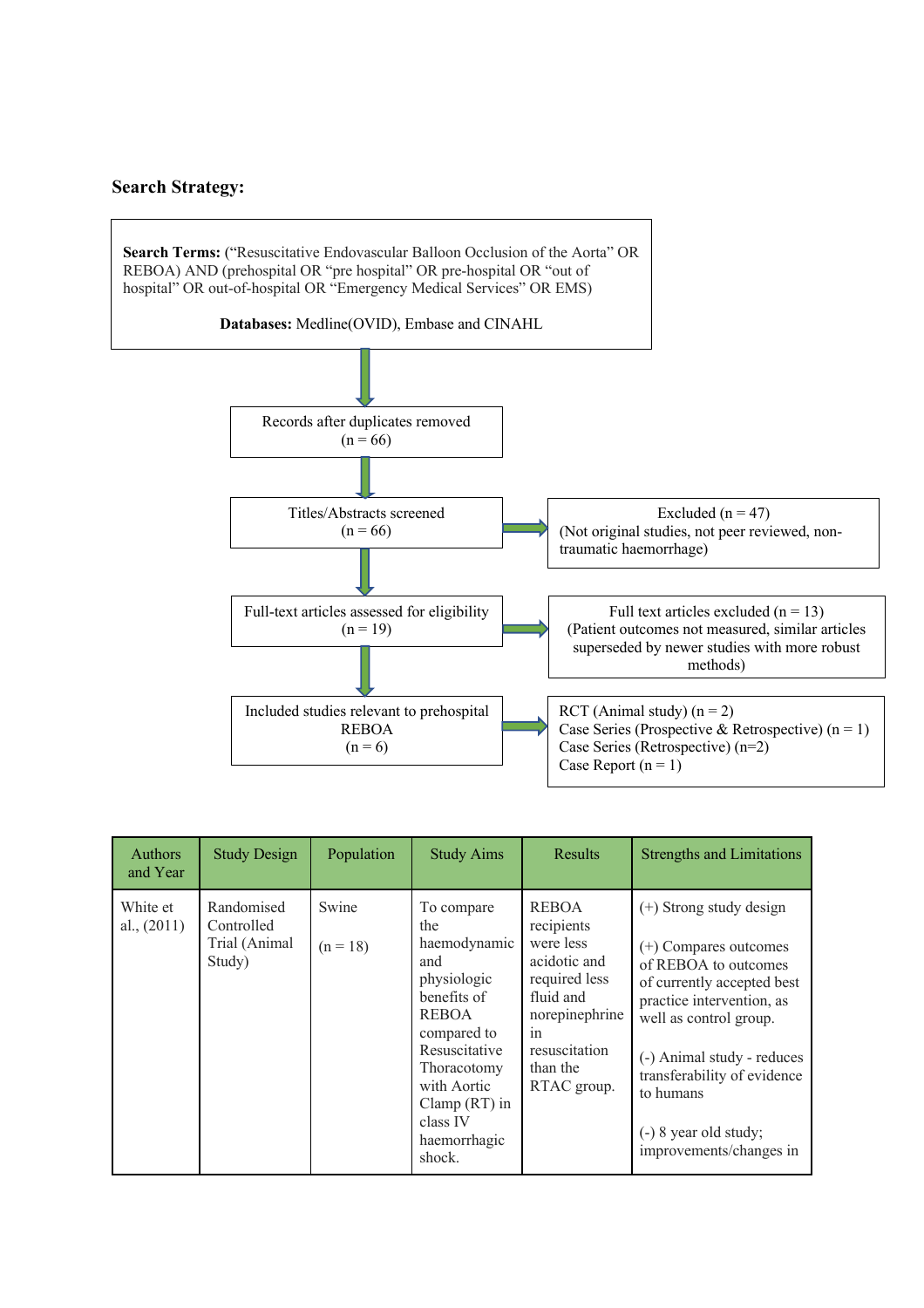**Search Strategy:**

**Search Terms:** ("Resuscitative Endovascular Balloon Occlusion of the Aorta" OR REBOA) AND (prehospital OR "pre hospital" OR pre-hospital OR "out of hospital" OR out-of-hospital OR "Emergency Medical Services" OR EMS)

**Databases:** Medline(OVID), Embase and CINAHL

↓

Records after duplicates removed (n = 66)

↓

Titles/Abstracts screened (n = 66) → Excluded (n = 47) (Not original studies, not peer reviewed, non-traumatic haemorrhage)

↓

Full-text articles assessed for eligibility (n = 19) → Full text articles excluded (n = 13) (Patient outcomes not measured, similar articles superseded by newer studies with more robust methods)

↓

Included studies relevant to prehospital REBOA (n = 6) → RCT (Animal study) (n = 2); Case Series (Prospective & Retrospective) (n = 1); Case Series (Retrospective) (n=2); Case Report (n = 1)

| Authors and Year | Study Design | Population | Study Aims | Results | Strengths and Limitations |
|---|---|---|---|---|---|
| White et al., (2011) | Randomised Controlled Trial (Animal Study) | Swine<br><br>(n = 18) | To compare the haemodynamic and physiologic benefits of REBOA compared to Resuscitative Thoracotomy with Aortic Clamp (RT) in class IV haemorrhagic shock. | REBOA recipients were less acidotic and required less fluid and norepinephrine in resuscitation than the RTAC group. | (+) Strong study design<br><br>(+) Compares outcomes of REBOA to outcomes of currently accepted best practice intervention, as well as control group.<br><br>(-) Animal study - reduces transferability of evidence to humans<br><br>(-) 8 year old study; improvements/changes in |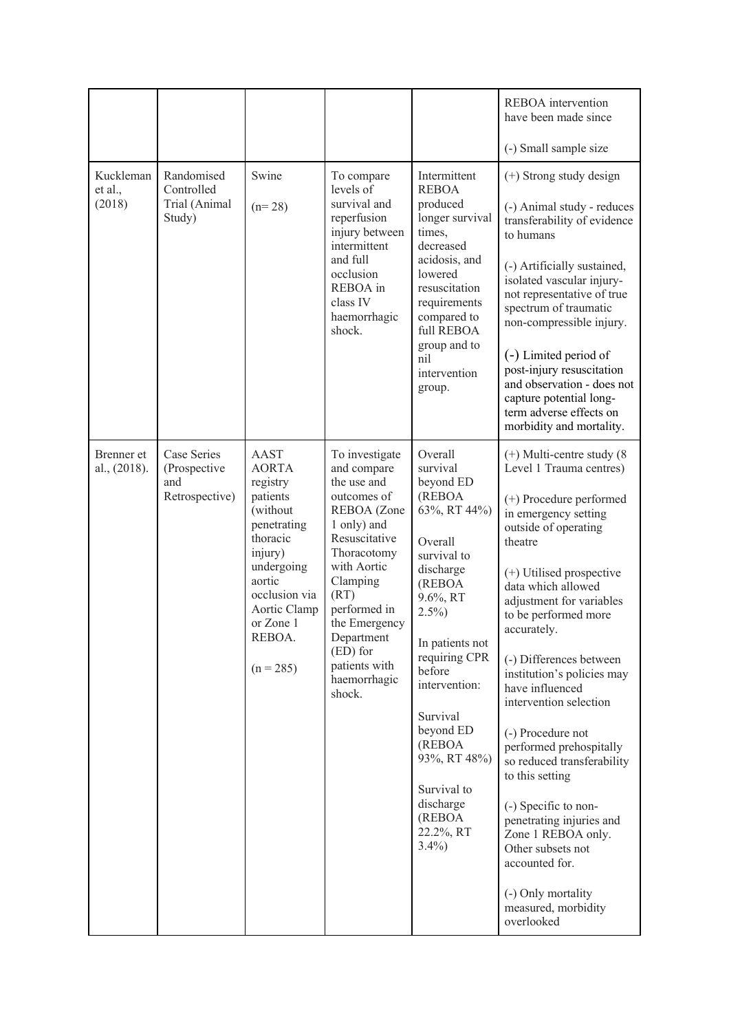| | | | | | |
|---|---|---|---|---|---|
| | | | | | REBOA intervention have been made since<br><br>(-) Small sample size |
| Kuckleman et al., (2018) | Randomised Controlled Trial (Animal Study) | Swine<br><br>(n= 28) | To compare levels of survival and reperfusion injury between intermittent and full occlusion REBOA in class IV haemorrhagic shock. | Intermittent REBOA produced longer survival times, decreased acidosis, and lowered resuscitation requirements compared to full REBOA group and to nil intervention group. | (+) Strong study design<br><br>(-) Animal study - reduces transferability of evidence to humans<br><br>(-) Artificially sustained, isolated vascular injury- not representative of true spectrum of traumatic non-compressible injury.<br><br>(-) Limited period of post-injury resuscitation and observation - does not capture potential long-term adverse effects on morbidity and mortality. |
| Brenner et al., (2018). | Case Series (Prospective and Retrospective) | AAST AORTA registry patients (without penetrating thoracic injury) undergoing aortic occlusion via Aortic Clamp or Zone 1 REBOA.<br><br>(n = 285) | To investigate and compare the use and outcomes of REBOA (Zone 1 only) and Resuscitative Thoracotomy with Aortic Clamping (RT) performed in the Emergency Department (ED) for patients with haemorrhagic shock. | Overall survival beyond ED (REBOA 63%, RT 44%)<br><br>Overall survival to discharge (REBOA 9.6%, RT 2.5%)<br><br>In patients not requiring CPR before intervention:<br><br>Survival beyond ED (REBOA 93%, RT 48%)<br><br>Survival to discharge (REBOA 22.2%, RT 3.4%) | (+) Multi-centre study (8 Level 1 Trauma centres)<br><br>(+) Procedure performed in emergency setting outside of operating theatre<br><br>(+) Utilised prospective data which allowed adjustment for variables to be performed more accurately.<br><br>(-) Differences between institution's policies may have influenced intervention selection<br><br>(-) Procedure not performed prehospitally so reduced transferability to this setting<br><br>(-) Specific to non-penetrating injuries and Zone 1 REBOA only. Other subsets not accounted for.<br><br>(-) Only mortality measured, morbidity overlooked |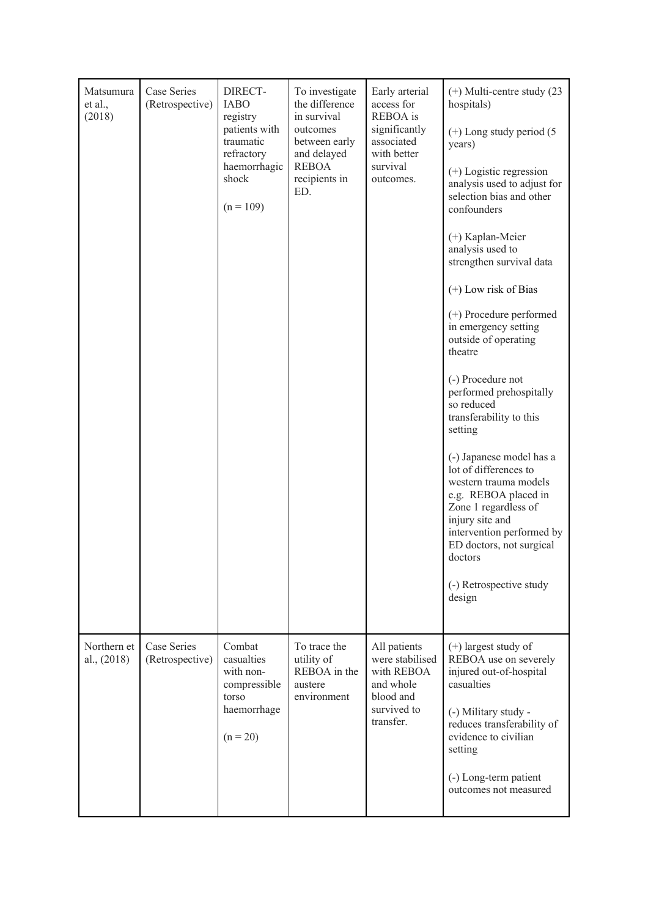| | | | | | |
|---|---|---|---|---|---|
| Matsumura et al., (2018) | Case Series (Retrospective) | DIRECT-IABO registry patients with traumatic refractory haemorrhagic shock<br><br>(n = 109) | To investigate the difference in survival outcomes between early and delayed REBOA recipients in ED. | Early arterial access for REBOA is significantly associated with better survival outcomes. | (+) Multi-centre study (23 hospitals)<br><br>(+) Long study period (5 years)<br><br>(+) Logistic regression analysis used to adjust for selection bias and other confounders<br><br>(+) Kaplan-Meier analysis used to strengthen survival data<br><br>(+) Low risk of Bias<br><br>(+) Procedure performed in emergency setting outside of operating theatre<br><br>(-) Procedure not performed prehospitally so reduced transferability to this setting<br><br>(-) Japanese model has a lot of differences to western trauma models e.g. REBOA placed in Zone 1 regardless of injury site and intervention performed by ED doctors, not surgical doctors<br><br>(-) Retrospective study design |
| Northern et al., (2018) | Case Series (Retrospective) | Combat casualties with non-compressible torso haemorrhage<br><br>(n = 20) | To trace the utility of REBOA in the austere environment | All patients were stabilised with REBOA and whole blood and survived to transfer. | (+) largest study of REBOA use on severely injured out-of-hospital casualties<br><br>(-) Military study - reduces transferability of evidence to civilian setting<br><br>(-) Long-term patient outcomes not measured |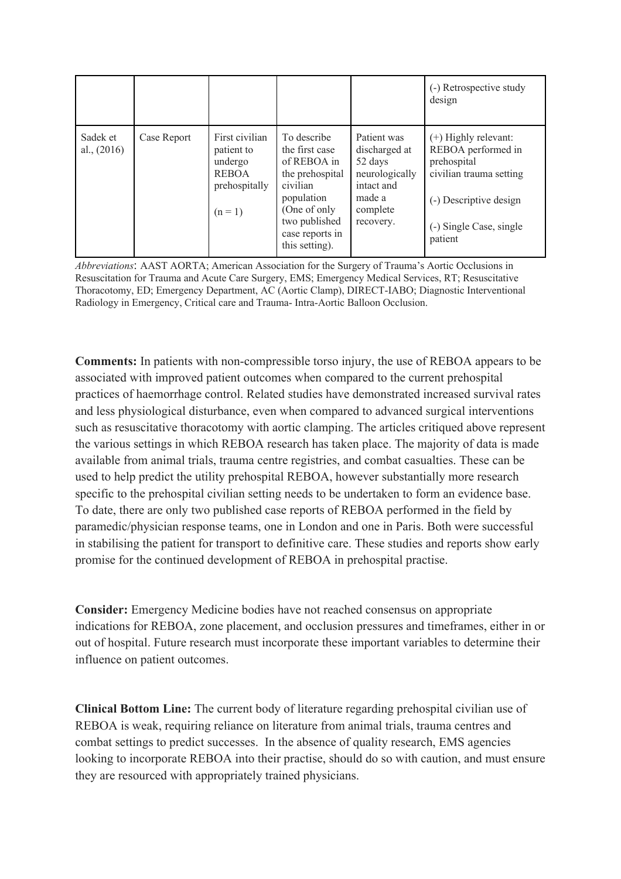| | | | | | (-) Retrospective study design |
|---|---|---|---|---|---|
| Sadek et al., (2016) | Case Report | First civilian patient to undergo REBOA prehospitally (n = 1) | To describe the first case of REBOA in the prehospital civilian population (One of only two published case reports in this setting). | Patient was discharged at 52 days neurologically intact and made a complete recovery. | (+) Highly relevant: REBOA performed in prehospital civilian trauma setting<br><br>(-) Descriptive design<br><br>(-) Single Case, single patient |

*Abbreviations*: AAST AORTA; American Association for the Surgery of Trauma's Aortic Occlusions in Resuscitation for Trauma and Acute Care Surgery, EMS; Emergency Medical Services, RT; Resuscitative Thoracotomy, ED; Emergency Department, AC (Aortic Clamp), DIRECT-IABO; Diagnostic Interventional Radiology in Emergency, Critical care and Trauma- Intra-Aortic Balloon Occlusion.

**Comments:** In patients with non-compressible torso injury, the use of REBOA appears to be associated with improved patient outcomes when compared to the current prehospital practices of haemorrhage control. Related studies have demonstrated increased survival rates and less physiological disturbance, even when compared to advanced surgical interventions such as resuscitative thoracotomy with aortic clamping. The articles critiqued above represent the various settings in which REBOA research has taken place. The majority of data is made available from animal trials, trauma centre registries, and combat casualties. These can be used to help predict the utility prehospital REBOA, however substantially more research specific to the prehospital civilian setting needs to be undertaken to form an evidence base. To date, there are only two published case reports of REBOA performed in the field by paramedic/physician response teams, one in London and one in Paris. Both were successful in stabilising the patient for transport to definitive care. These studies and reports show early promise for the continued development of REBOA in prehospital practise.

**Consider:** Emergency Medicine bodies have not reached consensus on appropriate indications for REBOA, zone placement, and occlusion pressures and timeframes, either in or out of hospital. Future research must incorporate these important variables to determine their influence on patient outcomes.

**Clinical Bottom Line:** The current body of literature regarding prehospital civilian use of REBOA is weak, requiring reliance on literature from animal trials, trauma centres and combat settings to predict successes. In the absence of quality research, EMS agencies looking to incorporate REBOA into their practise, should do so with caution, and must ensure they are resourced with appropriately trained physicians.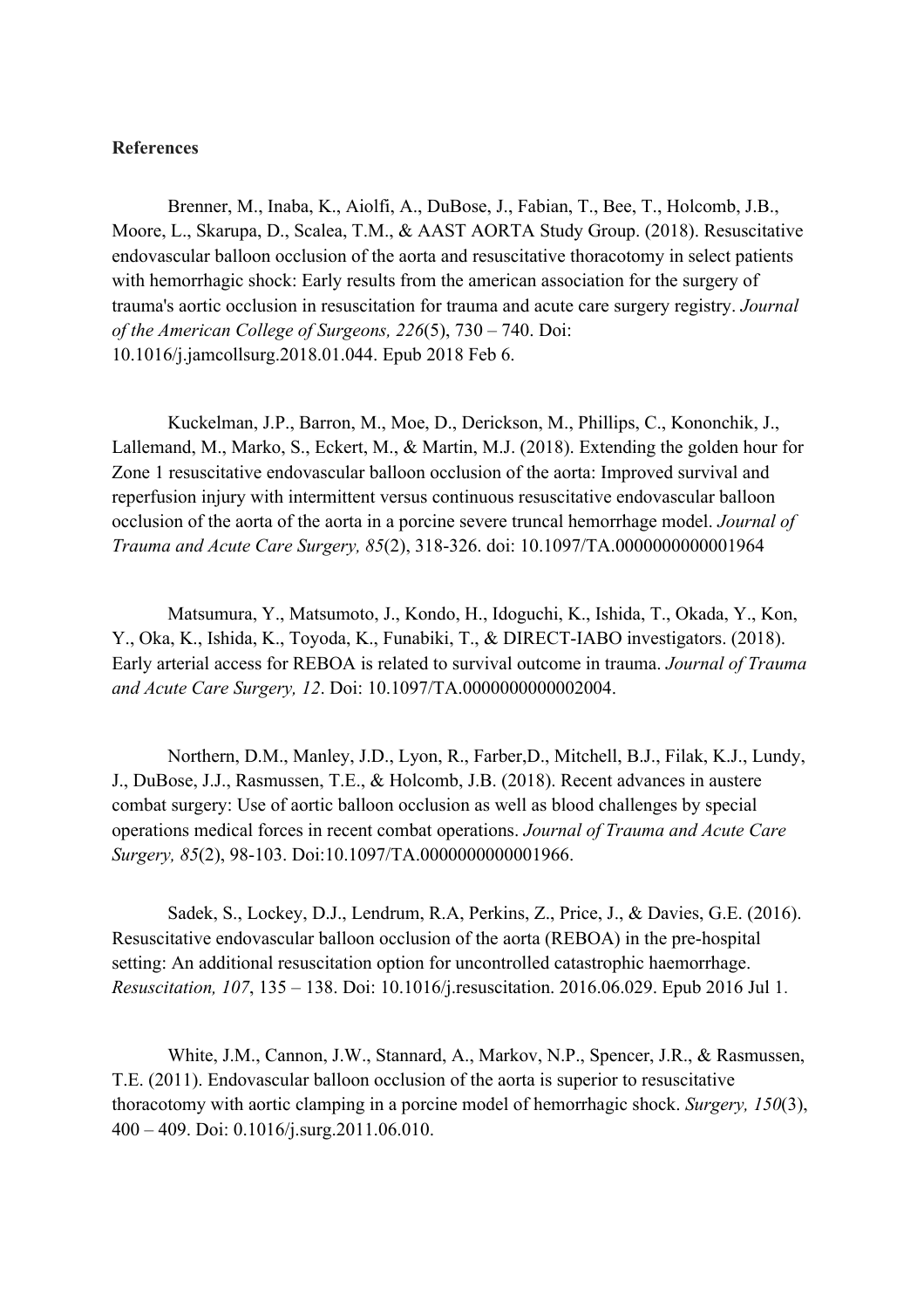**References**

Brenner, M., Inaba, K., Aiolfi, A., DuBose, J., Fabian, T., Bee, T., Holcomb, J.B., Moore, L., Skarupa, D., Scalea, T.M., & AAST AORTA Study Group. (2018). Resuscitative endovascular balloon occlusion of the aorta and resuscitative thoracotomy in select patients with hemorrhagic shock: Early results from the american association for the surgery of trauma's aortic occlusion in resuscitation for trauma and acute care surgery registry. *Journal of the American College of Surgeons, 226*(5), 730 – 740. Doi: 10.1016/j.jamcollsurg.2018.01.044. Epub 2018 Feb 6.

Kuckelman, J.P., Barron, M., Moe, D., Derickson, M., Phillips, C., Kononchik, J., Lallemand, M., Marko, S., Eckert, M., & Martin, M.J. (2018). Extending the golden hour for Zone 1 resuscitative endovascular balloon occlusion of the aorta: Improved survival and reperfusion injury with intermittent versus continuous resuscitative endovascular balloon occlusion of the aorta of the aorta in a porcine severe truncal hemorrhage model. *Journal of Trauma and Acute Care Surgery, 85*(2), 318-326. doi: 10.1097/TA.0000000000001964

Matsumura, Y., Matsumoto, J., Kondo, H., Idoguchi, K., Ishida, T., Okada, Y., Kon, Y., Oka, K., Ishida, K., Toyoda, K., Funabiki, T., & DIRECT-IABO investigators. (2018). Early arterial access for REBOA is related to survival outcome in trauma. *Journal of Trauma and Acute Care Surgery, 12*. Doi: 10.1097/TA.0000000000002004.

Northern, D.M., Manley, J.D., Lyon, R., Farber,D., Mitchell, B.J., Filak, K.J., Lundy, J., DuBose, J.J., Rasmussen, T.E., & Holcomb, J.B. (2018). Recent advances in austere combat surgery: Use of aortic balloon occlusion as well as blood challenges by special operations medical forces in recent combat operations. *Journal of Trauma and Acute Care Surgery, 85*(2), 98-103. Doi:10.1097/TA.0000000000001966.

Sadek, S., Lockey, D.J., Lendrum, R.A, Perkins, Z., Price, J., & Davies, G.E. (2016). Resuscitative endovascular balloon occlusion of the aorta (REBOA) in the pre-hospital setting: An additional resuscitation option for uncontrolled catastrophic haemorrhage. *Resuscitation, 107*, 135 – 138. Doi: 10.1016/j.resuscitation. 2016.06.029. Epub 2016 Jul 1.

White, J.M., Cannon, J.W., Stannard, A., Markov, N.P., Spencer, J.R., & Rasmussen, T.E. (2011). Endovascular balloon occlusion of the aorta is superior to resuscitative thoracotomy with aortic clamping in a porcine model of hemorrhagic shock. *Surgery, 150*(3), 400 – 409. Doi: 0.1016/j.surg.2011.06.010.